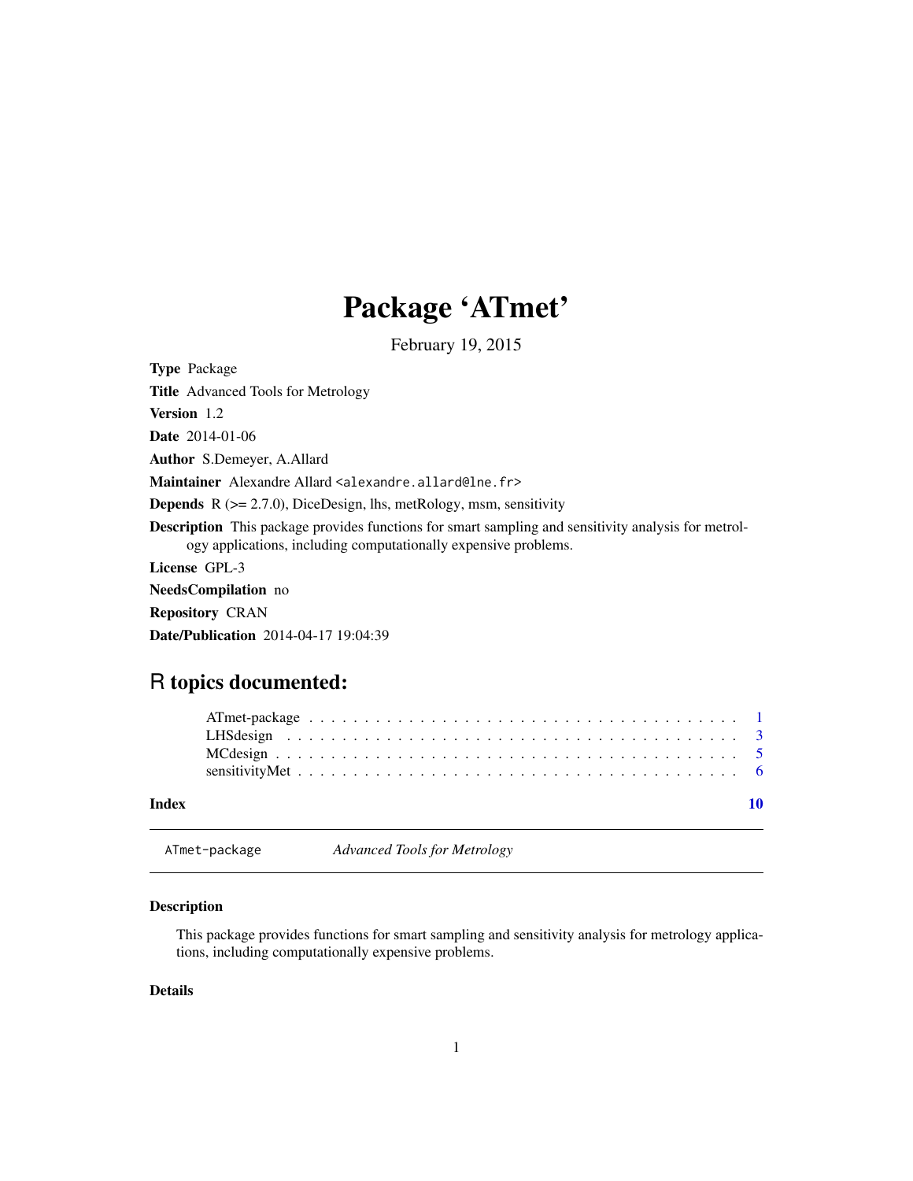# Package 'ATmet'

February 19, 2015

**Type** Package

**Title** Advanced Tools for Metrology

**Version** 1.2

**Date** 2014-01-06

**Author** S.Demeyer, A.Allard

**Maintainer** Alexandre Allard <alexandre.allard@lne.fr>

**Depends** R (>= 2.7.0), DiceDesign, lhs, metRology, msm, sensitivity

**Description** This package provides functions for smart sampling and sensitivity analysis for metrology applications, including computationally expensive problems.

**License** GPL-3

**NeedsCompilation** no

**Repository** CRAN

**Date/Publication** 2014-04-17 19:04:39

## R topics documented:

| | |
|---|---|
| ATmet-package | 1 |
| LHSdesign | 3 |
| MCdesign | 5 |
| sensitivityMet | 6 |
| **Index** | **10** |

---

ATmet-package *Advanced Tools for Metrology*

---

### Description

This package provides functions for smart sampling and sensitivity analysis for metrology applications, including computationally expensive problems.

### Details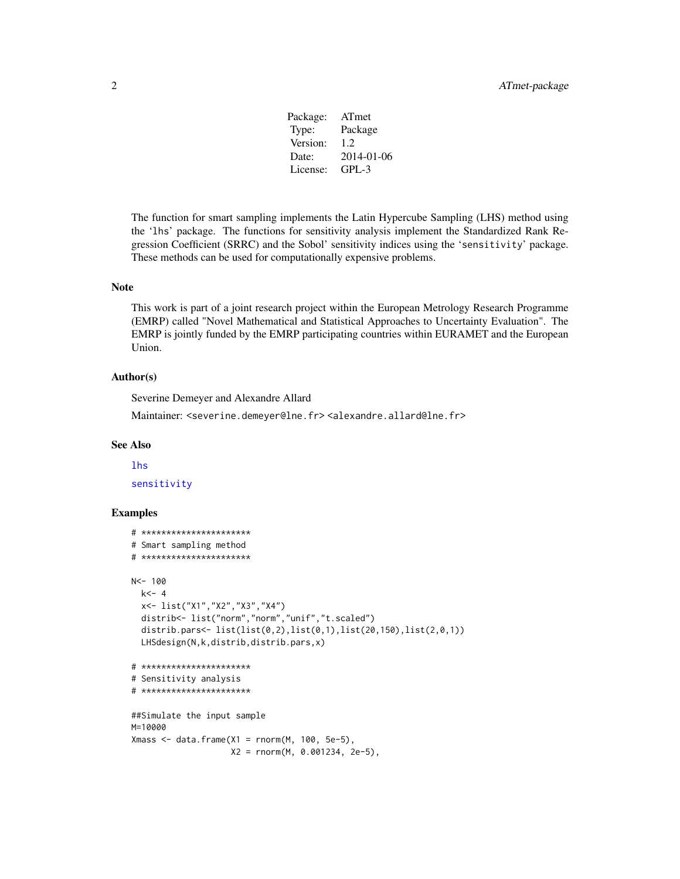| | |
|---|---|
| Package: | ATmet |
| Type: | Package |
| Version: | 1.2 |
| Date: | 2014-01-06 |
| License: | GPL-3 |

The function for smart sampling implements the Latin Hypercube Sampling (LHS) method using the 'lhs' package. The functions for sensitivity analysis implement the Standardized Rank Regression Coefficient (SRRC) and the Sobol' sensitivity indices using the 'sensitivity' package. These methods can be used for computationally expensive problems.

### Note

This work is part of a joint research project within the European Metrology Research Programme (EMRP) called "Novel Mathematical and Statistical Approaches to Uncertainty Evaluation". The EMRP is jointly funded by the EMRP participating countries within EURAMET and the European Union.

### Author(s)

Severine Demeyer and Alexandre Allard

Maintainer: <severine.demeyer@lne.fr> <alexandre.allard@lne.fr>

### See Also

lhs

sensitivity

### Examples

```
# **********************
# Smart sampling method
# **********************

N<- 100
  k<- 4
  x<- list("X1","X2","X3","X4")
  distrib<- list("norm","norm","unif","t.scaled")
  distrib.pars<- list(list(0,2),list(0,1),list(20,150),list(2,0,1))
  LHSdesign(N,k,distrib,distrib.pars,x)

# **********************
# Sensitivity analysis
# **********************

##Simulate the input sample
M=10000
Xmass <- data.frame(X1 = rnorm(M, 100, 5e-5),
                    X2 = rnorm(M, 0.001234, 2e-5),
```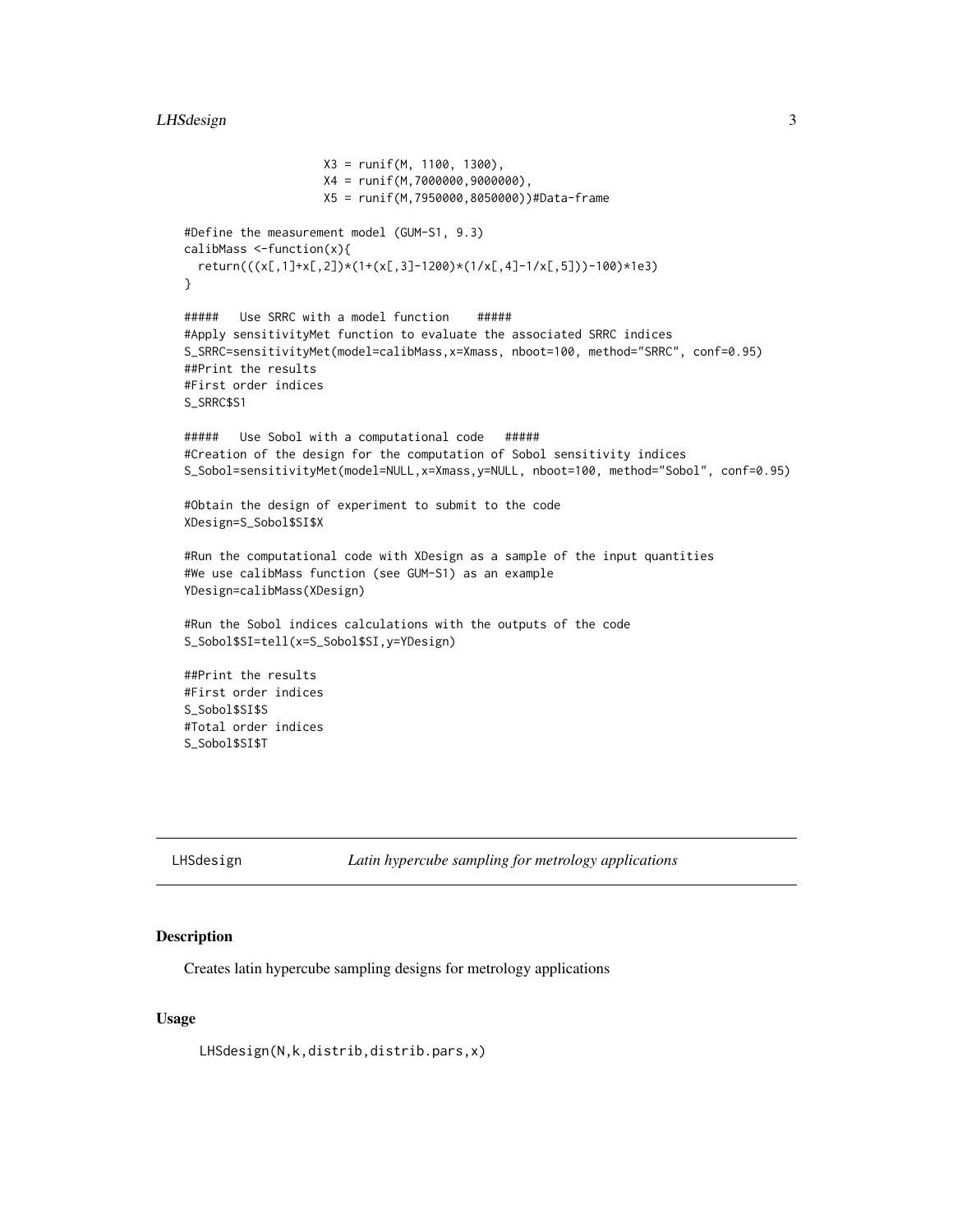```
                    X3 = runif(M, 1100, 1300),
                    X4 = runif(M,7000000,9000000),
                    X5 = runif(M,7950000,8050000))#Data-frame

#Define the measurement model (GUM-S1, 9.3)
calibMass <-function(x){
  return(((x[,1]+x[,2])*(1+(x[,3]-1200)*(1/x[,4]-1/x[,5]))-100)*1e3)
}

#####   Use SRRC with a model function    #####
#Apply sensitivityMet function to evaluate the associated SRRC indices
S_SRRC=sensitivityMet(model=calibMass,x=Xmass, nboot=100, method="SRRC", conf=0.95)
##Print the results
#First order indices
S_SRRC$S1

#####   Use Sobol with a computational code   #####
#Creation of the design for the computation of Sobol sensitivity indices
S_Sobol=sensitivityMet(model=NULL,x=Xmass,y=NULL, nboot=100, method="Sobol", conf=0.95)

#Obtain the design of experiment to submit to the code
XDesign=S_Sobol$SI$X

#Run the computational code with XDesign as a sample of the input quantities
#We use calibMass function (see GUM-S1) as an example
YDesign=calibMass(XDesign)

#Run the Sobol indices calculations with the outputs of the code
S_Sobol$SI=tell(x=S_Sobol$SI,y=YDesign)

##Print the results
#First order indices
S_Sobol$SI$S
#Total order indices
S_Sobol$SI$T
```

## LHSdesign — *Latin hypercube sampling for metrology applications*

### Description

Creates latin hypercube sampling designs for metrology applications

### Usage

```
LHSdesign(N,k,distrib,distrib.pars,x)
```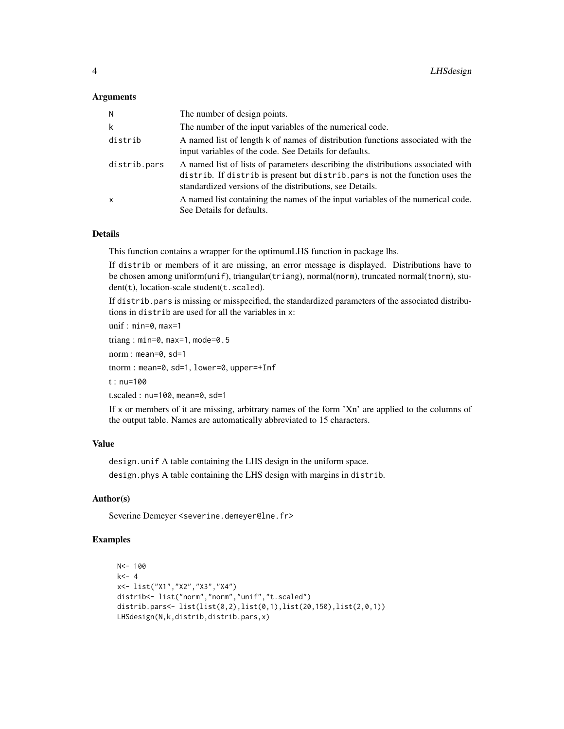## Arguments

| | |
|---|---|
| N | The number of design points. |
| k | The number of the input variables of the numerical code. |
| distrib | A named list of length k of names of distribution functions associated with the input variables of the code. See Details for defaults. |
| distrib.pars | A named list of lists of parameters describing the distributions associated with distrib. If distrib is present but distrib.pars is not the function uses the standardized versions of the distributions, see Details. |
| x | A named list containing the names of the input variables of the numerical code. See Details for defaults. |

## Details

This function contains a wrapper for the optimumLHS function in package lhs.

If distrib or members of it are missing, an error message is displayed. Distributions have to be chosen among uniform(unif), triangular(triang), normal(norm), truncated normal(tnorm), student(t), location-scale student(t.scaled).

If distrib.pars is missing or misspecified, the standardized parameters of the associated distributions in distrib are used for all the variables in x:

unif : min=0, max=1

triang : min=0, max=1, mode=0.5

norm : mean=0, sd=1

tnorm : mean=0, sd=1, lower=0, upper=+Inf

t : nu=100

t.scaled : nu=100, mean=0, sd=1

If x or members of it are missing, arbitrary names of the form 'Xn' are applied to the columns of the output table. Names are automatically abbreviated to 15 characters.

## Value

design.unif A table containing the LHS design in the uniform space.

design.phys A table containing the LHS design with margins in distrib.

## Author(s)

Severine Demeyer <severine.demeyer@lne.fr>

## Examples

```
N<- 100
k<- 4
x<- list("X1","X2","X3","X4")
distrib<- list("norm","norm","unif","t.scaled")
distrib.pars<- list(list(0,2),list(0,1),list(20,150),list(2,0,1))
LHSdesign(N,k,distrib,distrib.pars,x)
```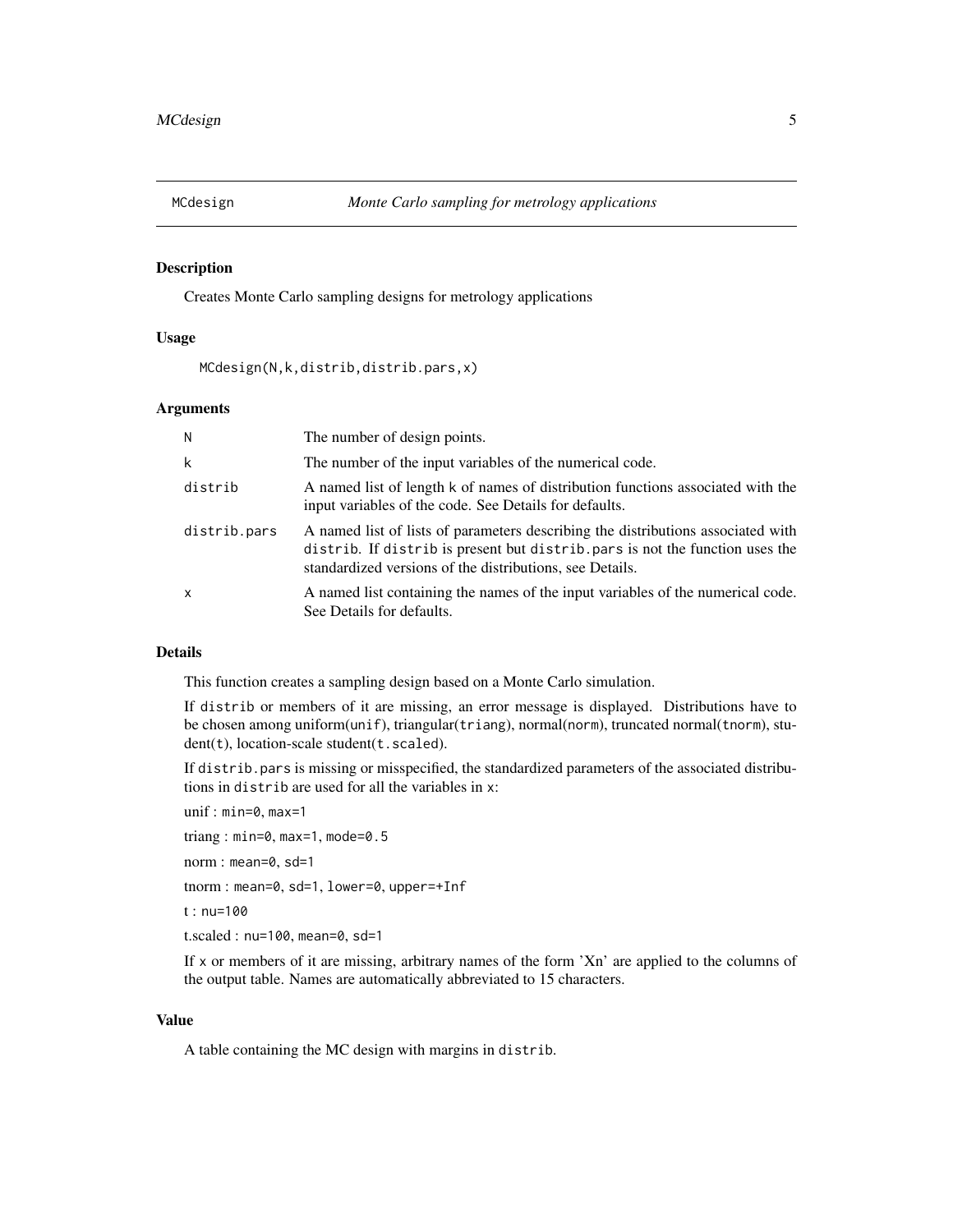## MCdesign — *Monte Carlo sampling for metrology applications*

### Description

Creates Monte Carlo sampling designs for metrology applications

### Usage

```
MCdesign(N,k,distrib,distrib.pars,x)
```

### Arguments

| Argument | Description |
| --- | --- |
| `N` | The number of design points. |
| `k` | The number of the input variables of the numerical code. |
| `distrib` | A named list of length k of names of distribution functions associated with the input variables of the code. See Details for defaults. |
| `distrib.pars` | A named list of lists of parameters describing the distributions associated with `distrib`. If `distrib` is present but `distrib.pars` is not the function uses the standardized versions of the distributions, see Details. |
| `x` | A named list containing the names of the input variables of the numerical code. See Details for defaults. |

### Details

This function creates a sampling design based on a Monte Carlo simulation.

If `distrib` or members of it are missing, an error message is displayed. Distributions have to be chosen among uniform(`unif`), triangular(`triang`), normal(`norm`), truncated normal(`tnorm`), student(`t`), location-scale student(`t.scaled`).

If `distrib.pars` is missing or misspecified, the standardized parameters of the associated distributions in `distrib` are used for all the variables in `x`:

unif : `min=0, max=1`

triang : `min=0, max=1, mode=0.5`

norm : `mean=0, sd=1`

tnorm : `mean=0, sd=1, lower=0, upper=+Inf`

t : `nu=100`

t.scaled : `nu=100, mean=0, sd=1`

If `x` or members of it are missing, arbitrary names of the form 'Xn' are applied to the columns of the output table. Names are automatically abbreviated to 15 characters.

### Value

A table containing the MC design with margins in `distrib`.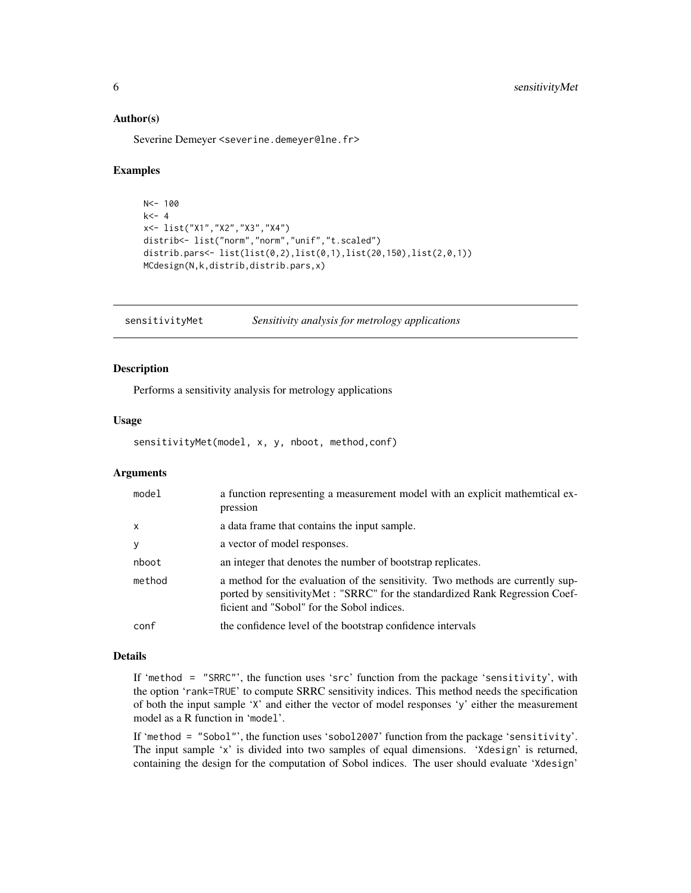### Author(s)

Severine Demeyer <severine.demeyer@lne.fr>

### Examples

```
N<- 100
k<- 4
x<- list("X1","X2","X3","X4")
distrib<- list("norm","norm","unif","t.scaled")
distrib.pars<- list(list(0,2),list(0,1),list(20,150),list(2,0,1))
MCdesign(N,k,distrib,distrib.pars,x)
```

---

## sensitivityMet *Sensitivity analysis for metrology applications*

---

### Description

Performs a sensitivity analysis for metrology applications

### Usage

```
sensitivityMet(model, x, y, nboot, method,conf)
```

### Arguments

| | |
|---|---|
| model | a function representing a measurement model with an explicit mathemtical expression |
| x | a data frame that contains the input sample. |
| y | a vector of model responses. |
| nboot | an integer that denotes the number of bootstrap replicates. |
| method | a method for the evaluation of the sensitivity. Two methods are currently supported by sensitivityMet : "SRRC" for the standardized Rank Regression Coefficient and "Sobol" for the Sobol indices. |
| conf | the confidence level of the bootstrap confidence intervals |

### Details

If 'method = "SRRC"', the function uses 'src' function from the package 'sensitivity', with the option 'rank=TRUE' to compute SRRC sensitivity indices. This method needs the specification of both the input sample 'X' and either the vector of model responses 'y' either the measurement model as a R function in 'model'.

If 'method = "Sobol"', the function uses 'sobol2007' function from the package 'sensitivity'. The input sample 'x' is divided into two samples of equal dimensions. 'Xdesign' is returned, containing the design for the computation of Sobol indices. The user should evaluate 'Xdesign'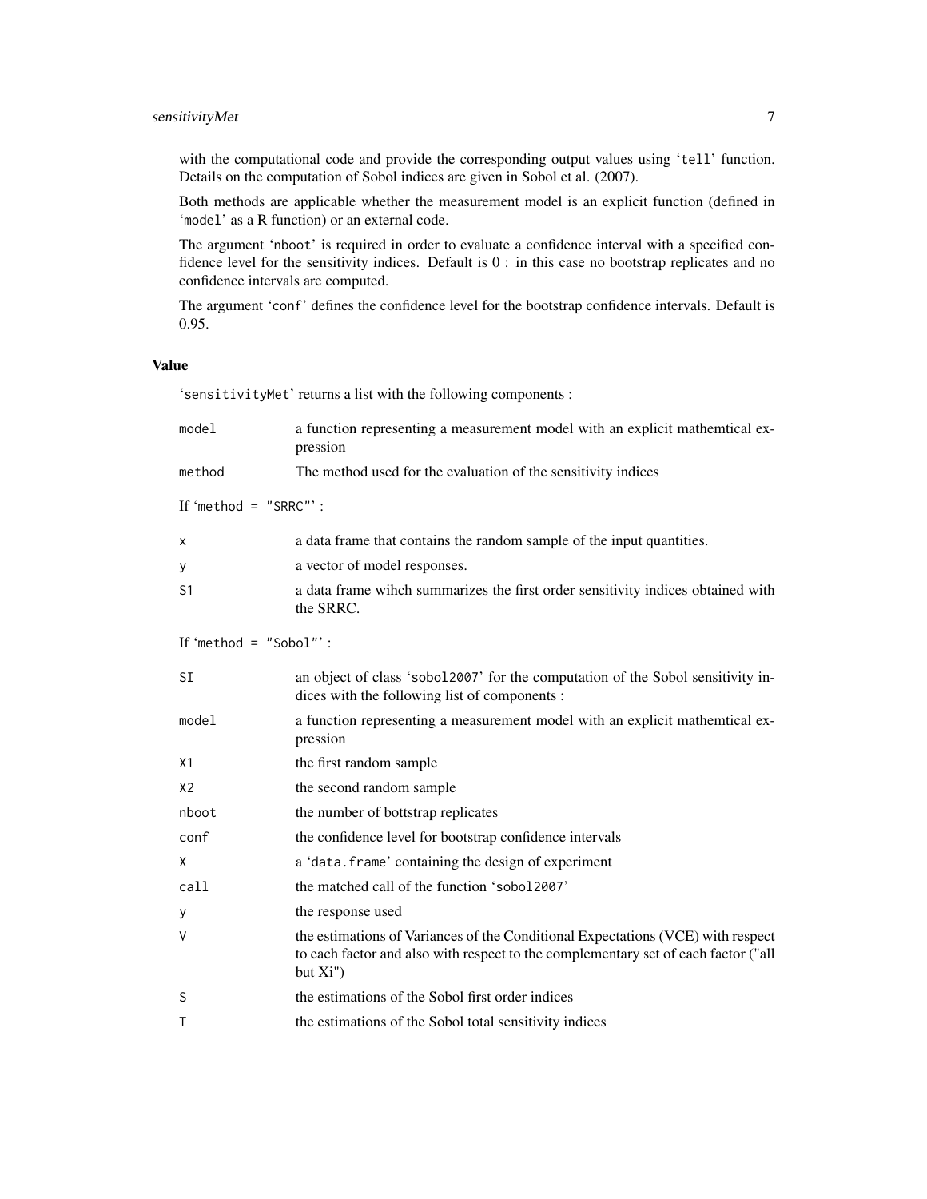with the computational code and provide the corresponding output values using 'tell' function. Details on the computation of Sobol indices are given in Sobol et al. (2007).

Both methods are applicable whether the measurement model is an explicit function (defined in 'model' as a R function) or an external code.

The argument 'nboot' is required in order to evaluate a confidence interval with a specified confidence level for the sensitivity indices. Default is 0 : in this case no bootstrap replicates and no confidence intervals are computed.

The argument 'conf' defines the confidence level for the bootstrap confidence intervals. Default is 0.95.

### Value

'sensitivityMet' returns a list with the following components :

| | |
|---|---|
| `model` | a function representing a measurement model with an explicit mathemtical expression |
| `method` | The method used for the evaluation of the sensitivity indices |

If 'method = "SRRC"' :

| | |
|---|---|
| `x` | a data frame that contains the random sample of the input quantities. |
| `y` | a vector of model responses. |
| `S1` | a data frame wihch summarizes the first order sensitivity indices obtained with the SRRC. |

If 'method = "Sobol"' :

| | |
|---|---|
| `SI` | an object of class 'sobol2007' for the computation of the Sobol sensitivity indices with the following list of components : |
| `model` | a function representing a measurement model with an explicit mathemtical expression |
| `X1` | the first random sample |
| `X2` | the second random sample |
| `nboot` | the number of bottstrap replicates |
| `conf` | the confidence level for bootstrap confidence intervals |
| `X` | a 'data.frame' containing the design of experiment |
| `call` | the matched call of the function 'sobol2007' |
| `y` | the response used |
| `V` | the estimations of Variances of the Conditional Expectations (VCE) with respect to each factor and also with respect to the complementary set of each factor ("all but Xi") |
| `S` | the estimations of the Sobol first order indices |
| `T` | the estimations of the Sobol total sensitivity indices |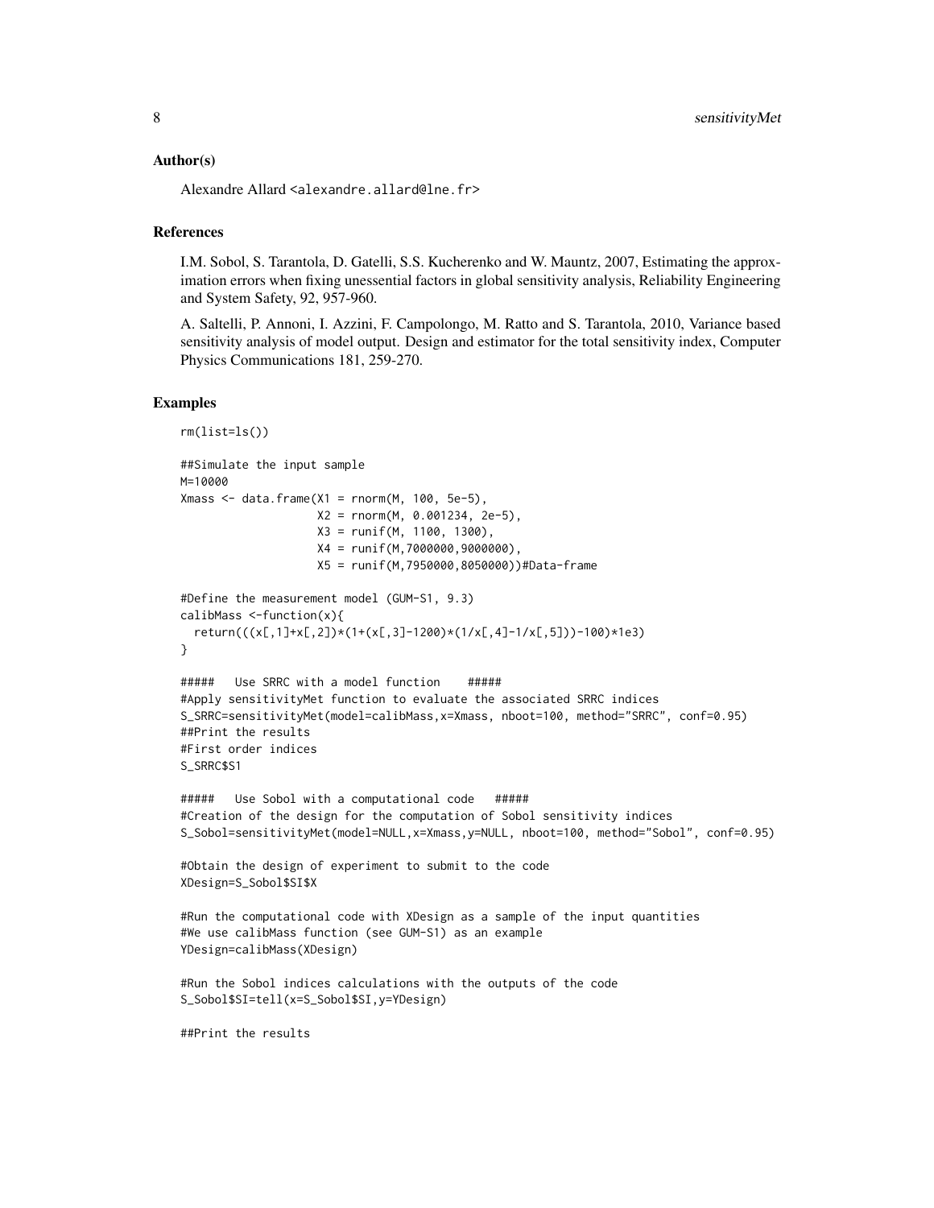## Author(s)

Alexandre Allard <alexandre.allard@lne.fr>

## References

I.M. Sobol, S. Tarantola, D. Gatelli, S.S. Kucherenko and W. Mauntz, 2007, Estimating the approximation errors when fixing unessential factors in global sensitivity analysis, Reliability Engineering and System Safety, 92, 957-960.

A. Saltelli, P. Annoni, I. Azzini, F. Campolongo, M. Ratto and S. Tarantola, 2010, Variance based sensitivity analysis of model output. Design and estimator for the total sensitivity index, Computer Physics Communications 181, 259-270.

## Examples

```
rm(list=ls())

##Simulate the input sample
M=10000
Xmass <- data.frame(X1 = rnorm(M, 100, 5e-5),
                    X2 = rnorm(M, 0.001234, 2e-5),
                    X3 = runif(M, 1100, 1300),
                    X4 = runif(M,7000000,9000000),
                    X5 = runif(M,7950000,8050000))#Data-frame

#Define the measurement model (GUM-S1, 9.3)
calibMass <-function(x){
  return(((x[,1]+x[,2])*(1+(x[,3]-1200)*(1/x[,4]-1/x[,5]))-100)*1e3)
}

#####   Use SRRC with a model function    #####
#Apply sensitivityMet function to evaluate the associated SRRC indices
S_SRRC=sensitivityMet(model=calibMass,x=Xmass, nboot=100, method="SRRC", conf=0.95)
##Print the results
#First order indices
S_SRRC$S1

#####   Use Sobol with a computational code   #####
#Creation of the design for the computation of Sobol sensitivity indices
S_Sobol=sensitivityMet(model=NULL,x=Xmass,y=NULL, nboot=100, method="Sobol", conf=0.95)

#Obtain the design of experiment to submit to the code
XDesign=S_Sobol$SI$X

#Run the computational code with XDesign as a sample of the input quantities
#We use calibMass function (see GUM-S1) as an example
YDesign=calibMass(XDesign)

#Run the Sobol indices calculations with the outputs of the code
S_Sobol$SI=tell(x=S_Sobol$SI,y=YDesign)

##Print the results
```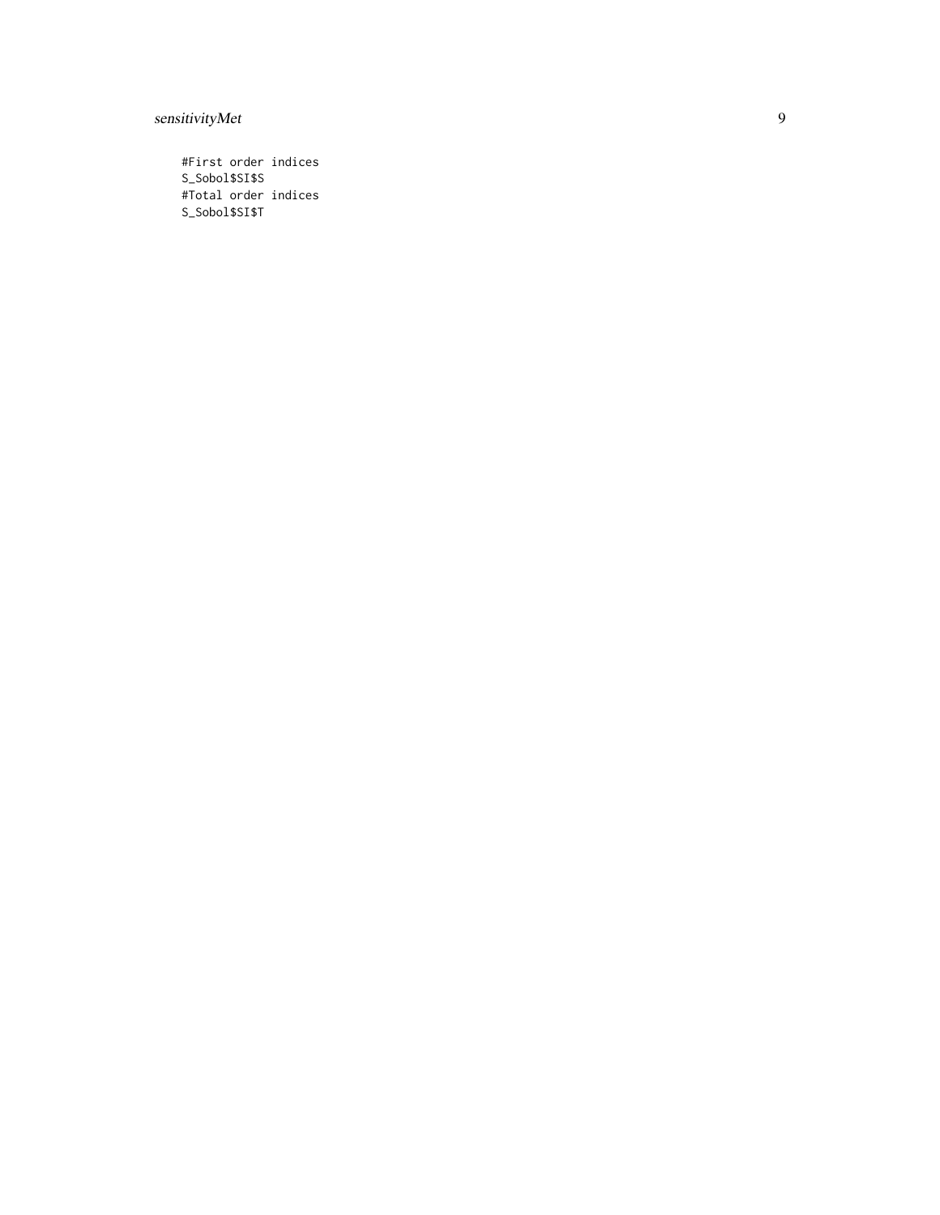```
#First order indices
S_Sobol$SI$S
#Total order indices
S_Sobol$SI$T
```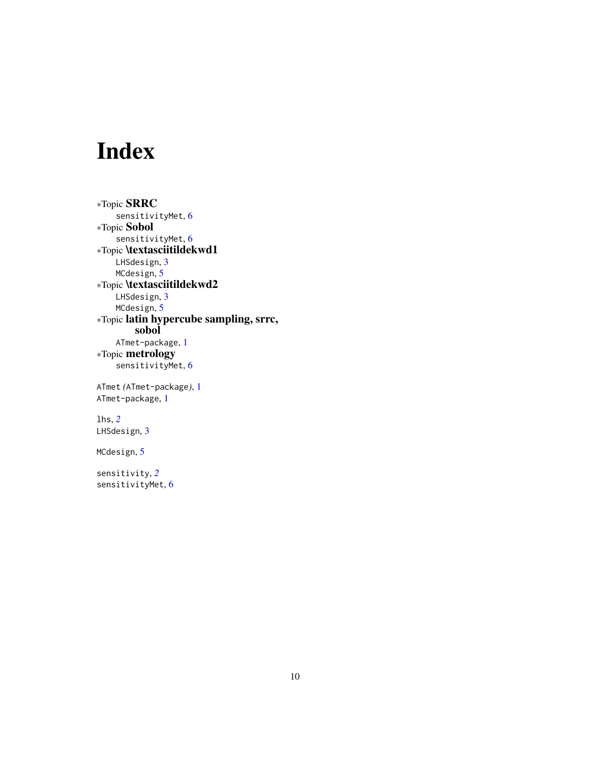# Index

∗Topic **SRRC**
  sensitivityMet, 6
∗Topic **Sobol**
  sensitivityMet, 6
∗Topic **\textasciitildekwd1**
  LHSdesign, 3
  MCdesign, 5
∗Topic **\textasciitildekwd2**
  LHSdesign, 3
  MCdesign, 5
∗Topic **latin hypercube sampling, srrc, sobol**
  ATmet-package, 1
∗Topic **metrology**
  sensitivityMet, 6

ATmet *(*ATmet-package*)*, 1
ATmet-package, 1

lhs, *2*
LHSdesign, 3

MCdesign, 5

sensitivity, *2*
sensitivityMet, 6